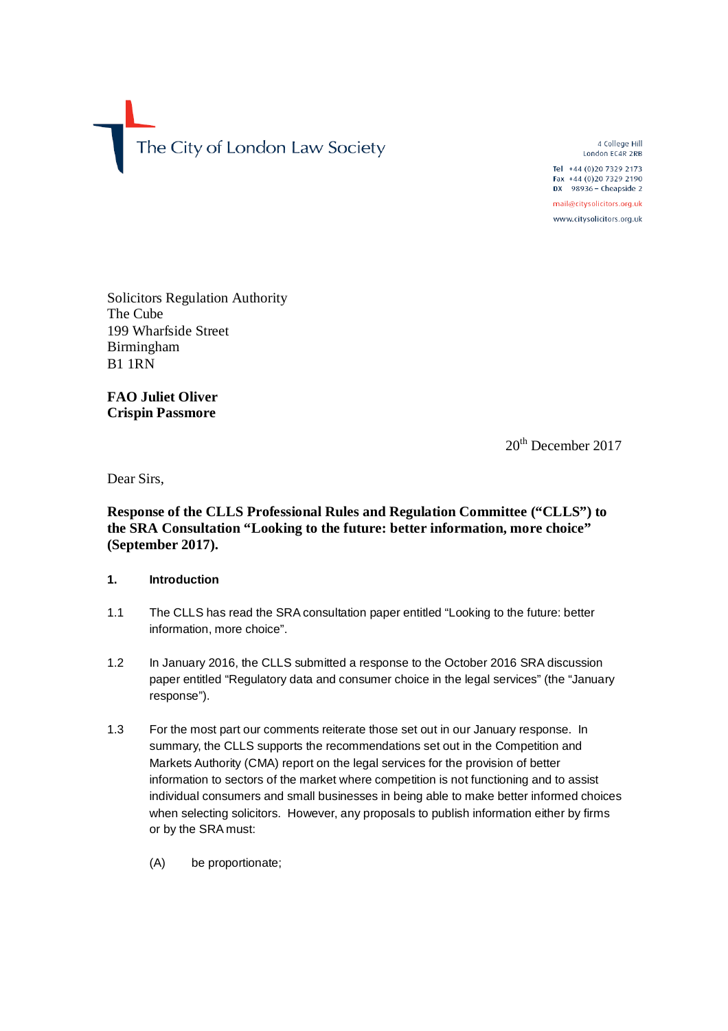The City of London Law Society

4 College Hill
London EC4R 2RB

Tel +44 (0)20 7329 2173
Fax +44 (0)20 7329 2190
DX 98936 – Cheapside 2

mail@citysolicitors.org.uk

www.citysolicitors.org.uk

Solicitors Regulation Authority
The Cube
199 Wharfside Street
Birmingham
B1 1RN

**FAO Juliet Oliver**
**Crispin Passmore**

20th December 2017

Dear Sirs,

**Response of the CLLS Professional Rules and Regulation Committee ("CLLS") to the SRA Consultation "Looking to the future: better information, more choice" (September 2017).**

## 1. Introduction

1.1 The CLLS has read the SRA consultation paper entitled "Looking to the future: better information, more choice".

1.2 In January 2016, the CLLS submitted a response to the October 2016 SRA discussion paper entitled "Regulatory data and consumer choice in the legal services" (the "January response").

1.3 For the most part our comments reiterate those set out in our January response. In summary, the CLLS supports the recommendations set out in the Competition and Markets Authority (CMA) report on the legal services for the provision of better information to sectors of the market where competition is not functioning and to assist individual consumers and small businesses in being able to make better informed choices when selecting solicitors. However, any proposals to publish information either by firms or by the SRA must:

(A) be proportionate;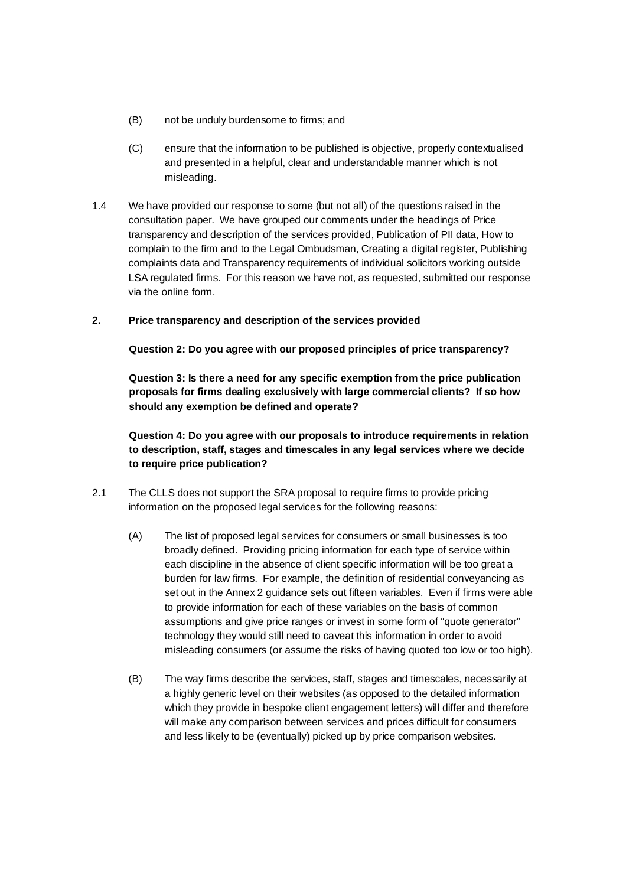(B) not be unduly burdensome to firms; and

(C) ensure that the information to be published is objective, properly contextualised and presented in a helpful, clear and understandable manner which is not misleading.

1.4 We have provided our response to some (but not all) of the questions raised in the consultation paper. We have grouped our comments under the headings of Price transparency and description of the services provided, Publication of PII data, How to complain to the firm and to the Legal Ombudsman, Creating a digital register, Publishing complaints data and Transparency requirements of individual solicitors working outside LSA regulated firms. For this reason we have not, as requested, submitted our response via the online form.

## 2. Price transparency and description of the services provided

**Question 2: Do you agree with our proposed principles of price transparency?**

**Question 3: Is there a need for any specific exemption from the price publication proposals for firms dealing exclusively with large commercial clients? If so how should any exemption be defined and operate?**

**Question 4: Do you agree with our proposals to introduce requirements in relation to description, staff, stages and timescales in any legal services where we decide to require price publication?**

2.1 The CLLS does not support the SRA proposal to require firms to provide pricing information on the proposed legal services for the following reasons:

(A) The list of proposed legal services for consumers or small businesses is too broadly defined. Providing pricing information for each type of service within each discipline in the absence of client specific information will be too great a burden for law firms. For example, the definition of residential conveyancing as set out in the Annex 2 guidance sets out fifteen variables. Even if firms were able to provide information for each of these variables on the basis of common assumptions and give price ranges or invest in some form of "quote generator" technology they would still need to caveat this information in order to avoid misleading consumers (or assume the risks of having quoted too low or too high).

(B) The way firms describe the services, staff, stages and timescales, necessarily at a highly generic level on their websites (as opposed to the detailed information which they provide in bespoke client engagement letters) will differ and therefore will make any comparison between services and prices difficult for consumers and less likely to be (eventually) picked up by price comparison websites.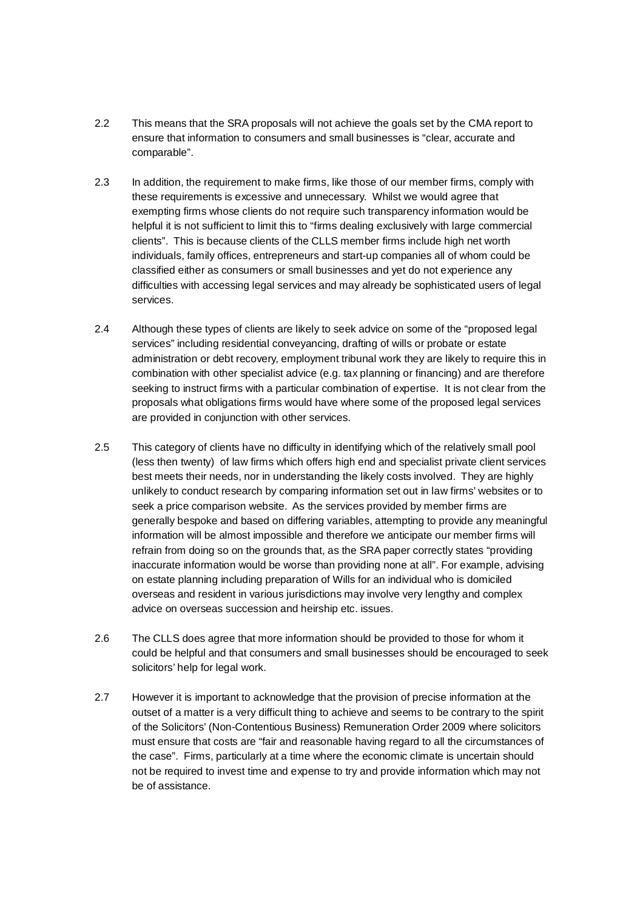2.2 This means that the SRA proposals will not achieve the goals set by the CMA report to ensure that information to consumers and small businesses is "clear, accurate and comparable".

2.3 In addition, the requirement to make firms, like those of our member firms, comply with these requirements is excessive and unnecessary. Whilst we would agree that exempting firms whose clients do not require such transparency information would be helpful it is not sufficient to limit this to "firms dealing exclusively with large commercial clients". This is because clients of the CLLS member firms include high net worth individuals, family offices, entrepreneurs and start-up companies all of whom could be classified either as consumers or small businesses and yet do not experience any difficulties with accessing legal services and may already be sophisticated users of legal services.

2.4 Although these types of clients are likely to seek advice on some of the "proposed legal services" including residential conveyancing, drafting of wills or probate or estate administration or debt recovery, employment tribunal work they are likely to require this in combination with other specialist advice (e.g. tax planning or financing) and are therefore seeking to instruct firms with a particular combination of expertise. It is not clear from the proposals what obligations firms would have where some of the proposed legal services are provided in conjunction with other services.

2.5 This category of clients have no difficulty in identifying which of the relatively small pool (less then twenty) of law firms which offers high end and specialist private client services best meets their needs, nor in understanding the likely costs involved. They are highly unlikely to conduct research by comparing information set out in law firms' websites or to seek a price comparison website. As the services provided by member firms are generally bespoke and based on differing variables, attempting to provide any meaningful information will be almost impossible and therefore we anticipate our member firms will refrain from doing so on the grounds that, as the SRA paper correctly states "providing inaccurate information would be worse than providing none at all". For example, advising on estate planning including preparation of Wills for an individual who is domiciled overseas and resident in various jurisdictions may involve very lengthy and complex advice on overseas succession and heirship etc. issues.

2.6 The CLLS does agree that more information should be provided to those for whom it could be helpful and that consumers and small businesses should be encouraged to seek solicitors' help for legal work.

2.7 However it is important to acknowledge that the provision of precise information at the outset of a matter is a very difficult thing to achieve and seems to be contrary to the spirit of the Solicitors' (Non-Contentious Business) Remuneration Order 2009 where solicitors must ensure that costs are "fair and reasonable having regard to all the circumstances of the case". Firms, particularly at a time where the economic climate is uncertain should not be required to invest time and expense to try and provide information which may not be of assistance.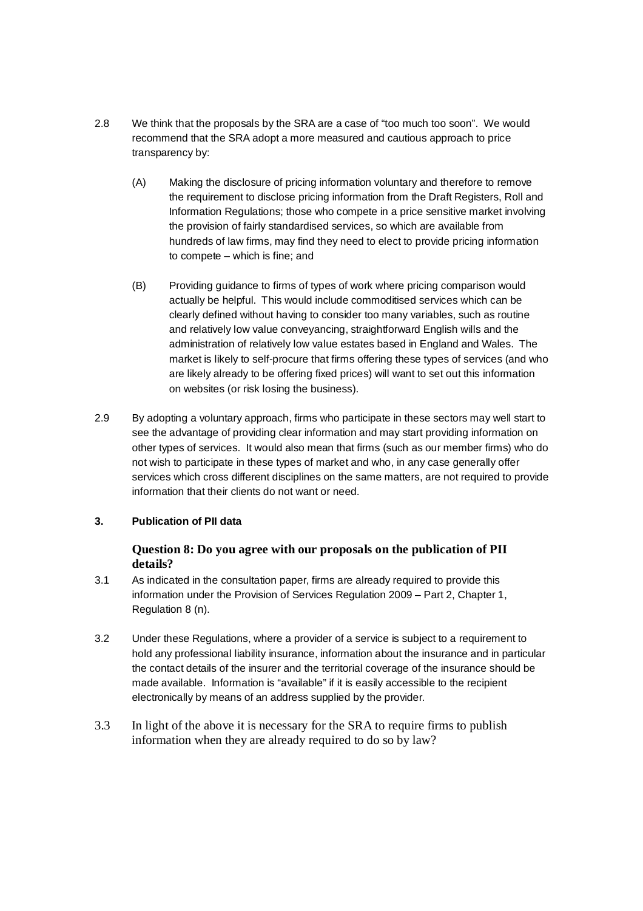2.8 We think that the proposals by the SRA are a case of "too much too soon". We would recommend that the SRA adopt a more measured and cautious approach to price transparency by:

(A) Making the disclosure of pricing information voluntary and therefore to remove the requirement to disclose pricing information from the Draft Registers, Roll and Information Regulations; those who compete in a price sensitive market involving the provision of fairly standardised services, so which are available from hundreds of law firms, may find they need to elect to provide pricing information to compete – which is fine; and

(B) Providing guidance to firms of types of work where pricing comparison would actually be helpful. This would include commoditised services which can be clearly defined without having to consider too many variables, such as routine and relatively low value conveyancing, straightforward English wills and the administration of relatively low value estates based in England and Wales. The market is likely to self-procure that firms offering these types of services (and who are likely already to be offering fixed prices) will want to set out this information on websites (or risk losing the business).

2.9 By adopting a voluntary approach, firms who participate in these sectors may well start to see the advantage of providing clear information and may start providing information on other types of services. It would also mean that firms (such as our member firms) who do not wish to participate in these types of market and who, in any case generally offer services which cross different disciplines on the same matters, are not required to provide information that their clients do not want or need.

## 3. Publication of PII data

**Question 8: Do you agree with our proposals on the publication of PII details?**

3.1 As indicated in the consultation paper, firms are already required to provide this information under the Provision of Services Regulation 2009 – Part 2, Chapter 1, Regulation 8 (n).

3.2 Under these Regulations, where a provider of a service is subject to a requirement to hold any professional liability insurance, information about the insurance and in particular the contact details of the insurer and the territorial coverage of the insurance should be made available. Information is "available" if it is easily accessible to the recipient electronically by means of an address supplied by the provider.

3.3 In light of the above it is necessary for the SRA to require firms to publish information when they are already required to do so by law?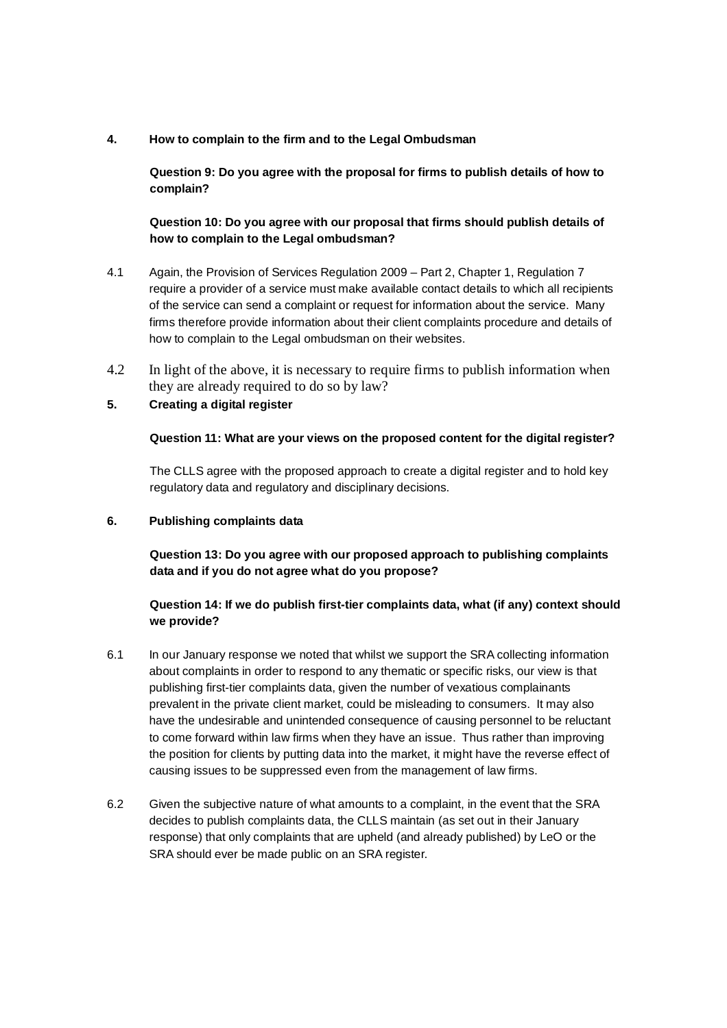## 4. How to complain to the firm and to the Legal Ombudsman

**Question 9: Do you agree with the proposal for firms to publish details of how to complain?**

**Question 10: Do you agree with our proposal that firms should publish details of how to complain to the Legal ombudsman?**

4.1 Again, the Provision of Services Regulation 2009 – Part 2, Chapter 1, Regulation 7 require a provider of a service must make available contact details to which all recipients of the service can send a complaint or request for information about the service. Many firms therefore provide information about their client complaints procedure and details of how to complain to the Legal ombudsman on their websites.

4.2 In light of the above, it is necessary to require firms to publish information when they are already required to do so by law?

## 5. Creating a digital register

**Question 11: What are your views on the proposed content for the digital register?**

The CLLS agree with the proposed approach to create a digital register and to hold key regulatory data and regulatory and disciplinary decisions.

## 6. Publishing complaints data

**Question 13: Do you agree with our proposed approach to publishing complaints data and if you do not agree what do you propose?**

**Question 14: If we do publish first-tier complaints data, what (if any) context should we provide?**

6.1 In our January response we noted that whilst we support the SRA collecting information about complaints in order to respond to any thematic or specific risks, our view is that publishing first-tier complaints data, given the number of vexatious complainants prevalent in the private client market, could be misleading to consumers. It may also have the undesirable and unintended consequence of causing personnel to be reluctant to come forward within law firms when they have an issue. Thus rather than improving the position for clients by putting data into the market, it might have the reverse effect of causing issues to be suppressed even from the management of law firms.

6.2 Given the subjective nature of what amounts to a complaint, in the event that the SRA decides to publish complaints data, the CLLS maintain (as set out in their January response) that only complaints that are upheld (and already published) by LeO or the SRA should ever be made public on an SRA register.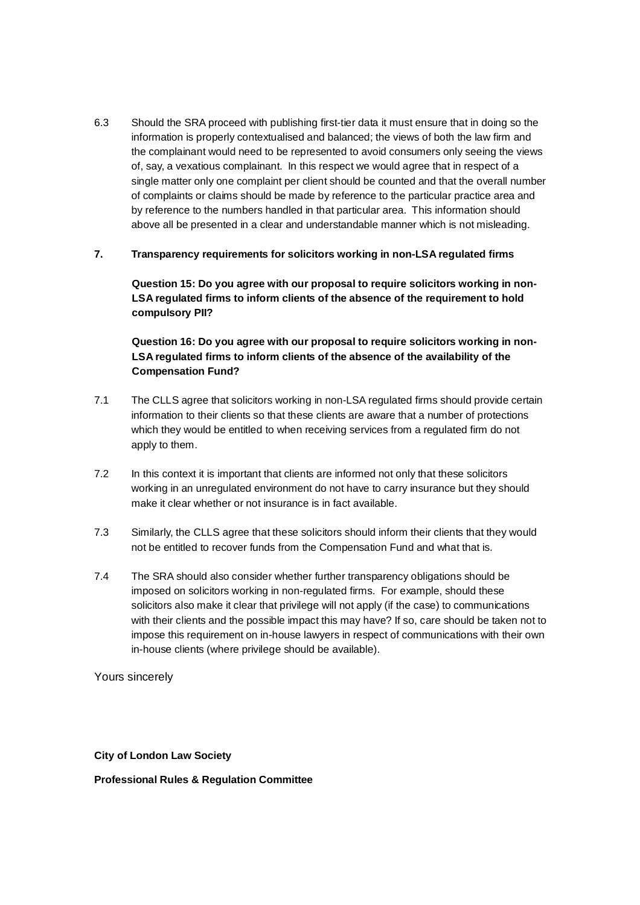6.3 Should the SRA proceed with publishing first-tier data it must ensure that in doing so the information is properly contextualised and balanced; the views of both the law firm and the complainant would need to be represented to avoid consumers only seeing the views of, say, a vexatious complainant. In this respect we would agree that in respect of a single matter only one complaint per client should be counted and that the overall number of complaints or claims should be made by reference to the particular practice area and by reference to the numbers handled in that particular area. This information should above all be presented in a clear and understandable manner which is not misleading.

## 7. Transparency requirements for solicitors working in non-LSA regulated firms

**Question 15: Do you agree with our proposal to require solicitors working in non-LSA regulated firms to inform clients of the absence of the requirement to hold compulsory PII?**

**Question 16: Do you agree with our proposal to require solicitors working in non-LSA regulated firms to inform clients of the absence of the availability of the Compensation Fund?**

7.1 The CLLS agree that solicitors working in non-LSA regulated firms should provide certain information to their clients so that these clients are aware that a number of protections which they would be entitled to when receiving services from a regulated firm do not apply to them.

7.2 In this context it is important that clients are informed not only that these solicitors working in an unregulated environment do not have to carry insurance but they should make it clear whether or not insurance is in fact available.

7.3 Similarly, the CLLS agree that these solicitors should inform their clients that they would not be entitled to recover funds from the Compensation Fund and what that is.

7.4 The SRA should also consider whether further transparency obligations should be imposed on solicitors working in non-regulated firms. For example, should these solicitors also make it clear that privilege will not apply (if the case) to communications with their clients and the possible impact this may have? If so, care should be taken not to impose this requirement on in-house lawyers in respect of communications with their own in-house clients (where privilege should be available).

Yours sincerely

**City of London Law Society**

**Professional Rules & Regulation Committee**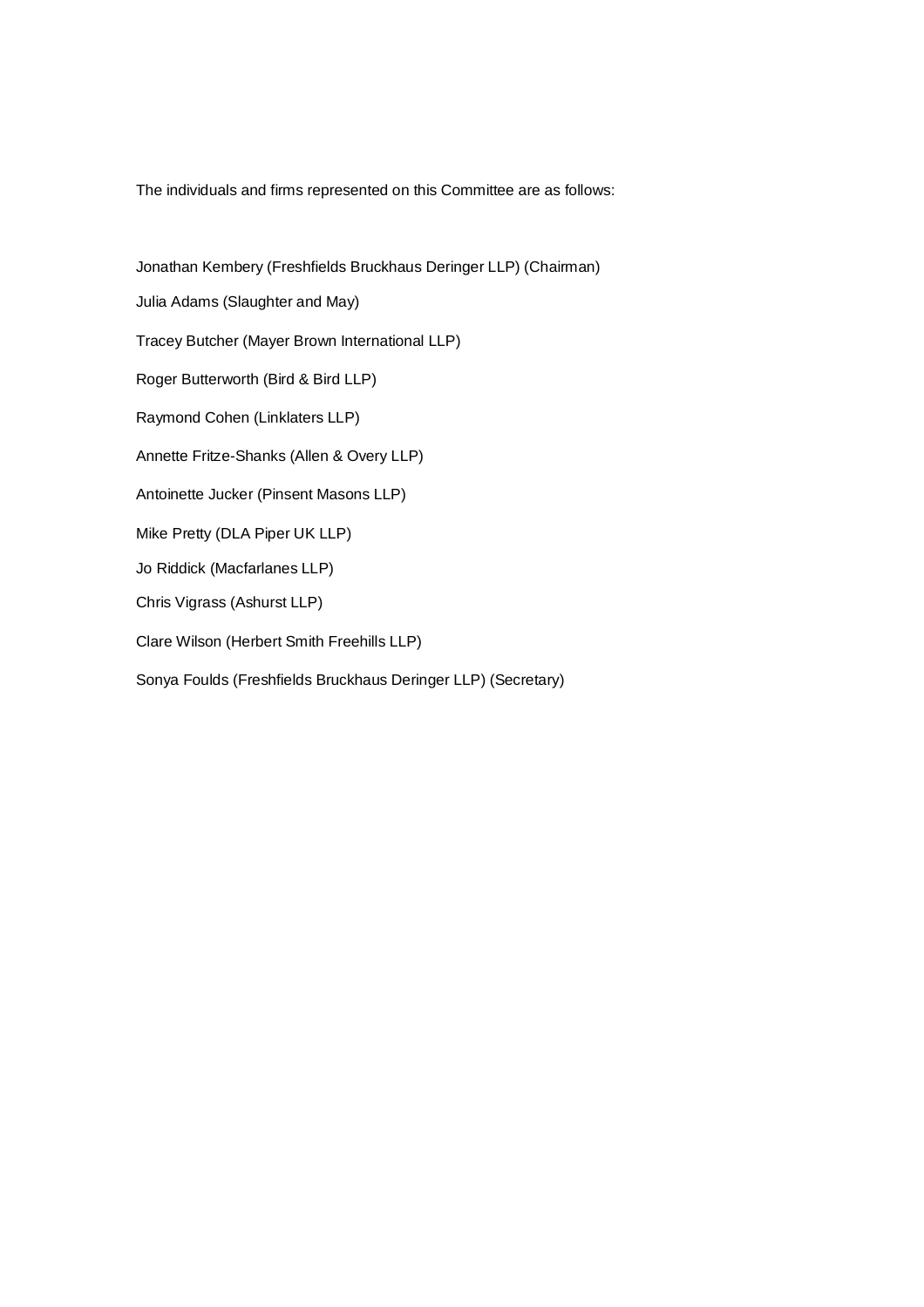The individuals and firms represented on this Committee are as follows:

Jonathan Kembery (Freshfields Bruckhaus Deringer LLP) (Chairman)

Julia Adams (Slaughter and May)

Tracey Butcher (Mayer Brown International LLP)

Roger Butterworth (Bird & Bird LLP)

Raymond Cohen (Linklaters LLP)

Annette Fritze-Shanks (Allen & Overy LLP)

Antoinette Jucker (Pinsent Masons LLP)

Mike Pretty (DLA Piper UK LLP)

Jo Riddick (Macfarlanes LLP)

Chris Vigrass (Ashurst LLP)

Clare Wilson (Herbert Smith Freehills LLP)

Sonya Foulds (Freshfields Bruckhaus Deringer LLP) (Secretary)